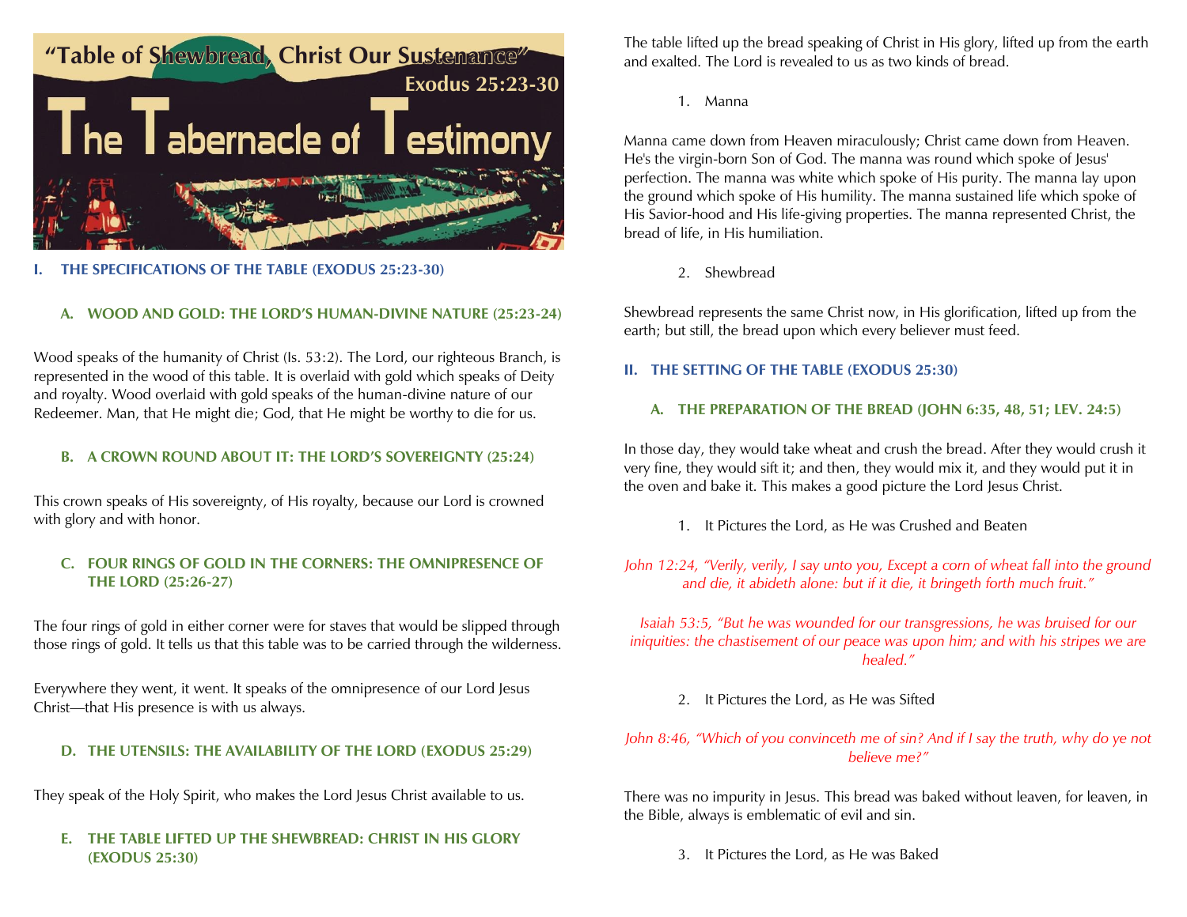# "Table of Shewbread, Christ Our Sustenance"

## Exodus 25:23-30

# The Tabernacle of Testimony

## I. THE SPECIFICATIONS OF THE TABLE (EXODUS 25:23-30)

### A. WOOD AND GOLD: THE LORD'S HUMAN-DIVINE NATURE (25:23-24)

Wood speaks of the humanity of Christ (Is. 53:2). The Lord, our righteous Branch, is represented in the wood of this table. It is overlaid with gold which speaks of Deity and royalty. Wood overlaid with gold speaks of the human-divine nature of our Redeemer. Man, that He might die; God, that He might be worthy to die for us.

### B. A CROWN ROUND ABOUT IT: THE LORD'S SOVEREIGNTY (25:24)

This crown speaks of His sovereignty, of His royalty, because our Lord is crowned with glory and with honor.

### C. FOUR RINGS OF GOLD IN THE CORNERS: THE OMNIPRESENCE OF THE LORD (25:26-27)

The four rings of gold in either corner were for staves that would be slipped through those rings of gold. It tells us that this table was to be carried through the wilderness.

Everywhere they went, it went. It speaks of the omnipresence of our Lord Jesus Christ—that His presence is with us always.

### D. THE UTENSILS: THE AVAILABILITY OF THE LORD (EXODUS 25:29)

They speak of the Holy Spirit, who makes the Lord Jesus Christ available to us.

### E. THE TABLE LIFTED UP THE SHEWBREAD: CHRIST IN HIS GLORY (EXODUS 25:30)

The table lifted up the bread speaking of Christ in His glory, lifted up from the earth and exalted. The Lord is revealed to us as two kinds of bread.

1. Manna

Manna came down from Heaven miraculously; Christ came down from Heaven. He's the virgin-born Son of God. The manna was round which spoke of Jesus' perfection. The manna was white which spoke of His purity. The manna lay upon the ground which spoke of His humility. The manna sustained life which spoke of His Savior-hood and His life-giving properties. The manna represented Christ, the bread of life, in His humiliation.

2. Shewbread

Shewbread represents the same Christ now, in His glorification, lifted up from the earth; but still, the bread upon which every believer must feed.

## II. THE SETTING OF THE TABLE (EXODUS 25:30)

### A. THE PREPARATION OF THE BREAD (JOHN 6:35, 48, 51; LEV. 24:5)

In those day, they would take wheat and crush the bread. After they would crush it very fine, they would sift it; and then, they would mix it, and they would put it in the oven and bake it. This makes a good picture the Lord Jesus Christ.

1. It Pictures the Lord, as He was Crushed and Beaten

*John 12:24, "Verily, verily, I say unto you, Except a corn of wheat fall into the ground and die, it abideth alone: but if it die, it bringeth forth much fruit."*

*Isaiah 53:5, "But he was wounded for our transgressions, he was bruised for our iniquities: the chastisement of our peace was upon him; and with his stripes we are healed."*

2. It Pictures the Lord, as He was Sifted

*John 8:46, "Which of you convinceth me of sin? And if I say the truth, why do ye not believe me?"*

There was no impurity in Jesus. This bread was baked without leaven, for leaven, in the Bible, always is emblematic of evil and sin.

3. It Pictures the Lord, as He was Baked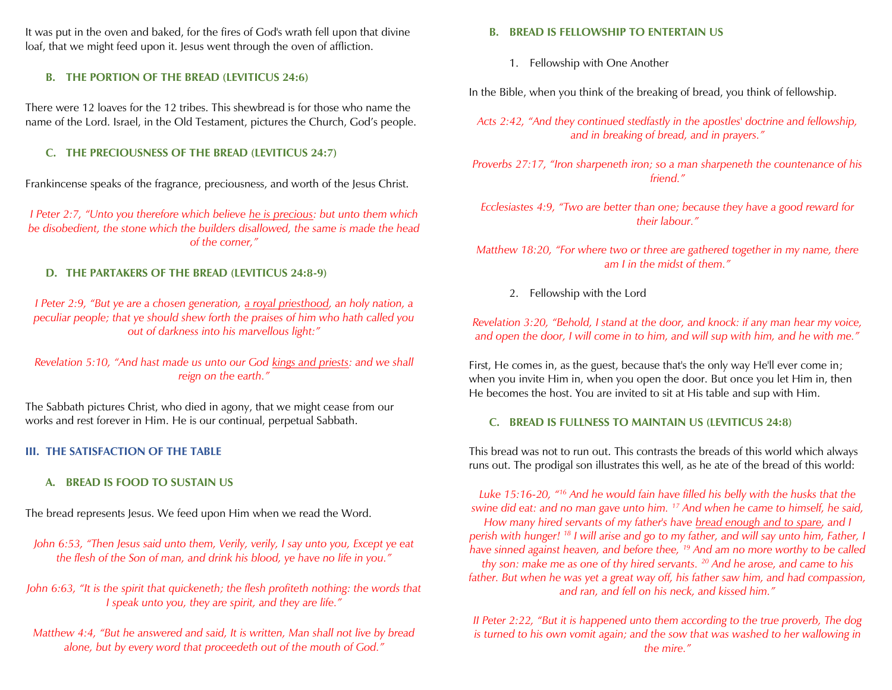It was put in the oven and baked, for the fires of God's wrath fell upon that divine loaf, that we might feed upon it. Jesus went through the oven of affliction.

### B. THE PORTION OF THE BREAD (LEVITICUS 24:6)

There were 12 loaves for the 12 tribes. This shewbread is for those who name the name of the Lord. Israel, in the Old Testament, pictures the Church, God's people.

### C. THE PRECIOUSNESS OF THE BREAD (LEVITICUS 24:7)

Frankincense speaks of the fragrance, preciousness, and worth of the Jesus Christ.

*I Peter 2:7, "Unto you therefore which believe he is precious: but unto them which be disobedient, the stone which the builders disallowed, the same is made the head of the corner,"*

### D. THE PARTAKERS OF THE BREAD (LEVITICUS 24:8-9)

*I Peter 2:9, "But ye are a chosen generation, a royal priesthood, an holy nation, a peculiar people; that ye should shew forth the praises of him who hath called you out of darkness into his marvellous light:"*

*Revelation 5:10, "And hast made us unto our God kings and priests: and we shall reign on the earth."*

The Sabbath pictures Christ, who died in agony, that we might cease from our works and rest forever in Him. He is our continual, perpetual Sabbath.

## III. THE SATISFACTION OF THE TABLE

### A. BREAD IS FOOD TO SUSTAIN US

The bread represents Jesus. We feed upon Him when we read the Word.

*John 6:53, "Then Jesus said unto them, Verily, verily, I say unto you, Except ye eat the flesh of the Son of man, and drink his blood, ye have no life in you."*

*John 6:63, "It is the spirit that quickeneth; the flesh profiteth nothing: the words that I speak unto you, they are spirit, and they are life."*

*Matthew 4:4, "But he answered and said, It is written, Man shall not live by bread alone, but by every word that proceedeth out of the mouth of God."*

### B. BREAD IS FELLOWSHIP TO ENTERTAIN US

1. Fellowship with One Another

In the Bible, when you think of the breaking of bread, you think of fellowship.

*Acts 2:42, "And they continued stedfastly in the apostles' doctrine and fellowship, and in breaking of bread, and in prayers."*

*Proverbs 27:17, "Iron sharpeneth iron; so a man sharpeneth the countenance of his friend."*

*Ecclesiastes 4:9, "Two are better than one; because they have a good reward for their labour."*

*Matthew 18:20, "For where two or three are gathered together in my name, there am I in the midst of them."*

2. Fellowship with the Lord

*Revelation 3:20, "Behold, I stand at the door, and knock: if any man hear my voice, and open the door, I will come in to him, and will sup with him, and he with me."*

First, He comes in, as the guest, because that's the only way He'll ever come in; when you invite Him in, when you open the door. But once you let Him in, then He becomes the host. You are invited to sit at His table and sup with Him.

### C. BREAD IS FULLNESS TO MAINTAIN US (LEVITICUS 24:8)

This bread was not to run out. This contrasts the breads of this world which always runs out. The prodigal son illustrates this well, as he ate of the bread of this world:

*Luke 15:16-20, "[16] And he would fain have filled his belly with the husks that the swine did eat: and no man gave unto him. [17] And when he came to himself, he said, How many hired servants of my father's have bread enough and to spare, and I perish with hunger! [18] I will arise and go to my father, and will say unto him, Father, I have sinned against heaven, and before thee, [19] And am no more worthy to be called thy son: make me as one of thy hired servants. [20] And he arose, and came to his father. But when he was yet a great way off, his father saw him, and had compassion, and ran, and fell on his neck, and kissed him."*

*II Peter 2:22, "But it is happened unto them according to the true proverb, The dog is turned to his own vomit again; and the sow that was washed to her wallowing in the mire."*